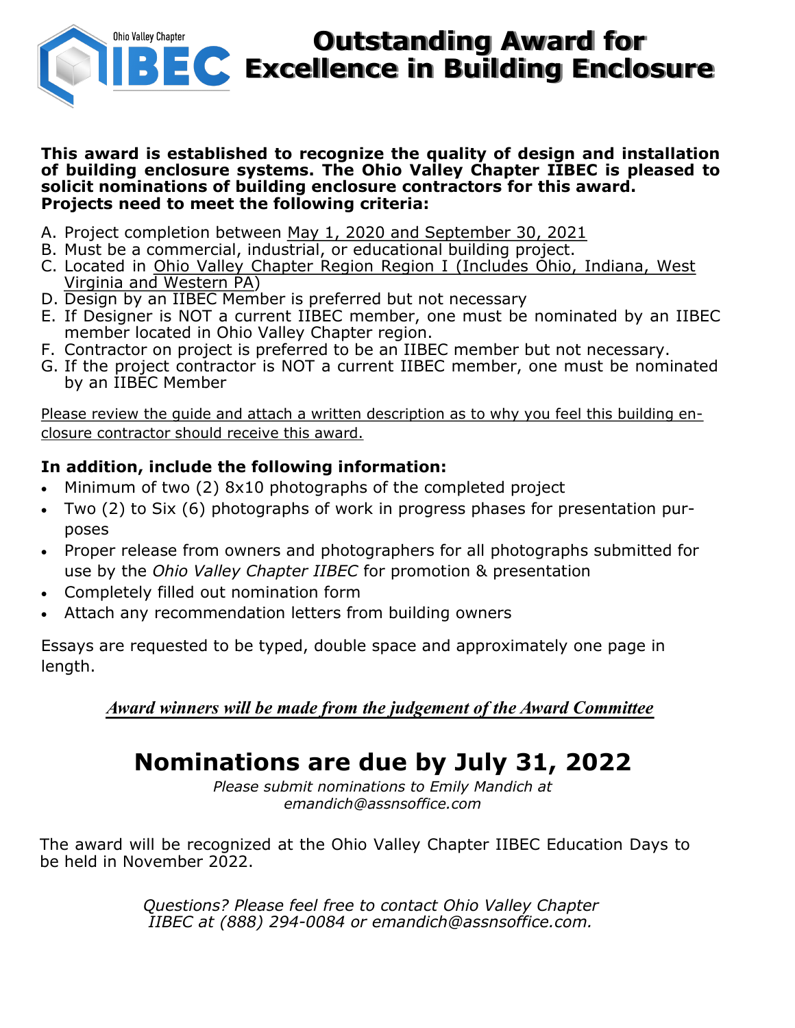Ohio Valley Chapter IIBEC

# Outstanding Award for Excellence in Building Enclosure

**This award is established to recognize the quality of design and installation of building enclosure systems. The Ohio Valley Chapter IIBEC is pleased to solicit nominations of building enclosure contractors for this award. Projects need to meet the following criteria:**

A. Project completion between May 1, 2020 and September 30, 2021
B. Must be a commercial, industrial, or educational building project.
C. Located in Ohio Valley Chapter Region Region I (Includes Ohio, Indiana, West Virginia and Western PA)
D. Design by an IIBEC Member is preferred but not necessary
E. If Designer is NOT a current IIBEC member, one must be nominated by an IIBEC member located in Ohio Valley Chapter region.
F. Contractor on project is preferred to be an IIBEC member but not necessary.
G. If the project contractor is NOT a current IIBEC member, one must be nominated by an IIBEC Member

Please review the guide and attach a written description as to why you feel this building enclosure contractor should receive this award.

**In addition, include the following information:**

- Minimum of two (2) 8x10 photographs of the completed project
- Two (2) to Six (6) photographs of work in progress phases for presentation purposes
- Proper release from owners and photographers for all photographs submitted for use by the *Ohio Valley Chapter IIBEC* for promotion & presentation
- Completely filled out nomination form
- Attach any recommendation letters from building owners

Essays are requested to be typed, double space and approximately one page in length.

***Award winners will be made from the judgement of the Award Committee***

## Nominations are due by July 31, 2022

*Please submit nominations to Emily Mandich at emandich@assnsoffice.com*

The award will be recognized at the Ohio Valley Chapter IIBEC Education Days to be held in November 2022.

*Questions? Please feel free to contact Ohio Valley Chapter IIBEC at (888) 294-0084 or emandich@assnsoffice.com.*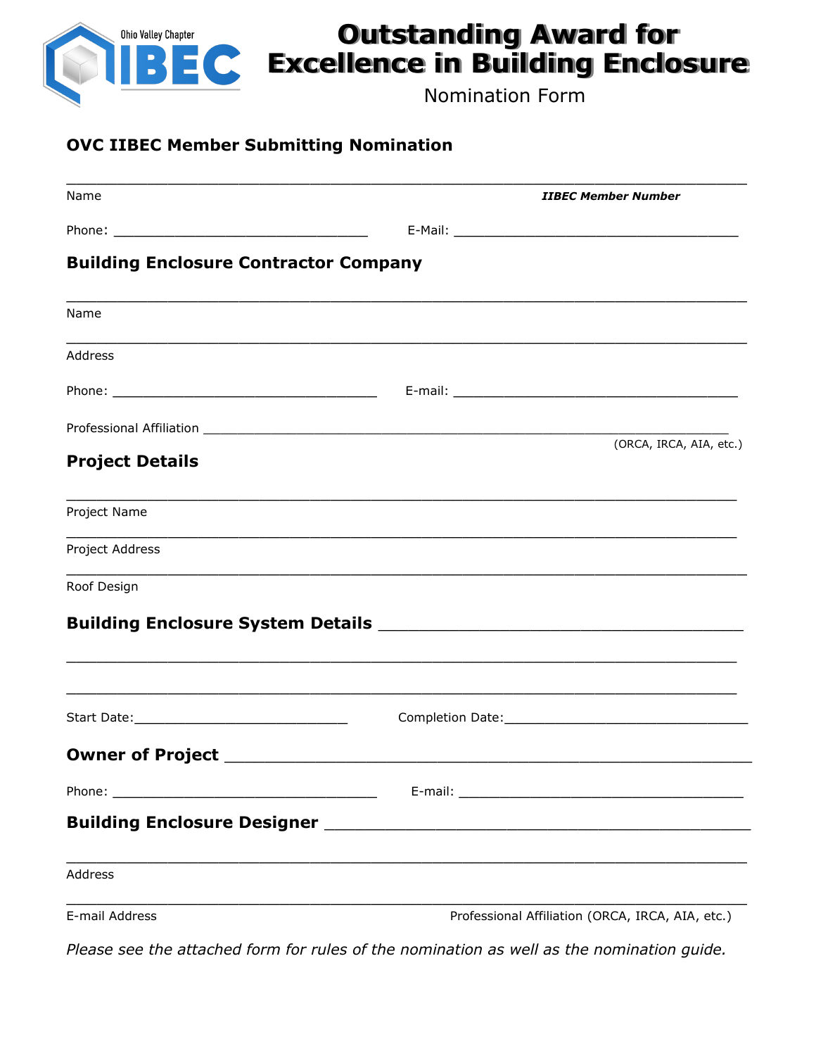Ohio Valley Chapter IIBEC

# Outstanding Award for Excellence in Building Enclosure

Nomination Form

## OVC IIBEC Member Submitting Nomination

______________________________________________________________________

Name *IIBEC Member Number*

Phone: ______________________________ E-Mail: ______________________________

## Building Enclosure Contractor Company

______________________________________________________________________

Name

______________________________________________________________________

Address

Phone: ______________________________ E-mail: ______________________________

Professional Affiliation ____________________________________________________
(ORCA, IRCA, AIA, etc.)

## Project Details

______________________________________________________________________

Project Name

______________________________________________________________________

Project Address

______________________________________________________________________

Roof Design

## Building Enclosure System Details ______________________________

______________________________________________________________________

______________________________________________________________________

Start Date:__________________________ Completion Date:__________________________

## Owner of Project ______________________________________________

Phone: ______________________________ E-mail: ______________________________

## Building Enclosure Designer ______________________________________

______________________________________________________________________

Address

______________________________________________________________________

E-mail Address Professional Affiliation (ORCA, IRCA, AIA, etc.)

*Please see the attached form for rules of the nomination as well as the nomination guide.*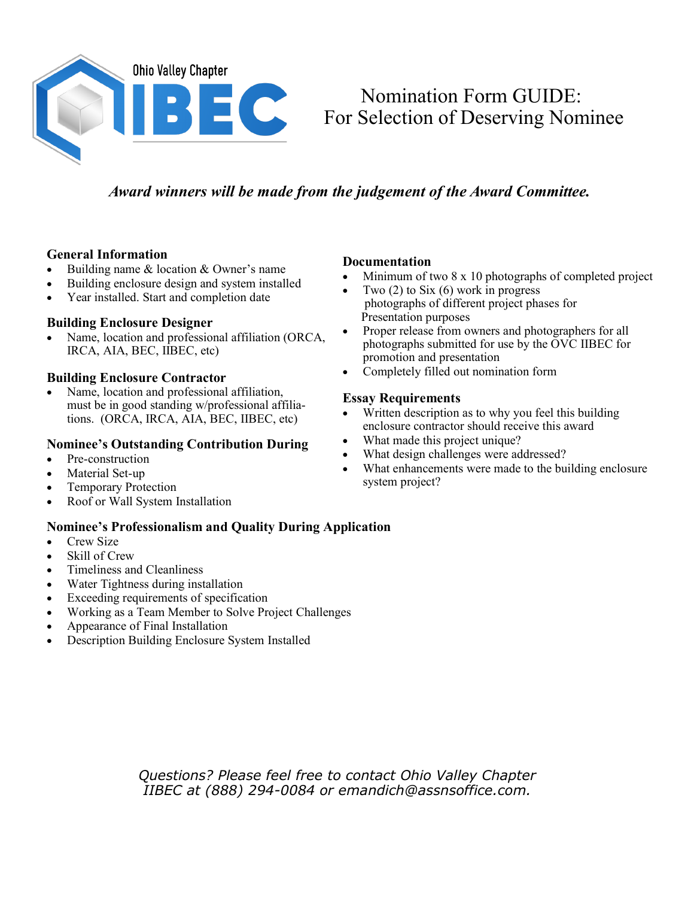Ohio Valley Chapter IIBEC

# Nomination Form GUIDE: For Selection of Deserving Nominee

***Award winners will be made from the judgement of the Award Committee.***

### General Information

- Building name & location & Owner's name
- Building enclosure design and system installed
- Year installed. Start and completion date

### Building Enclosure Designer

- Name, location and professional affiliation (ORCA, IRCA, AIA, BEC, IIBEC, etc)

### Building Enclosure Contractor

- Name, location and professional affiliation, must be in good standing w/professional affiliations. (ORCA, IRCA, AIA, BEC, IIBEC, etc)

### Nominee's Outstanding Contribution During

- Pre-construction
- Material Set-up
- Temporary Protection
- Roof or Wall System Installation

### Documentation

- Minimum of two 8 x 10 photographs of completed project
- Two (2) to Six (6) work in progress photographs of different project phases for Presentation purposes
- Proper release from owners and photographers for all photographs submitted for use by the OVC IIBEC for promotion and presentation
- Completely filled out nomination form

### Essay Requirements

- Written description as to why you feel this building enclosure contractor should receive this award
- What made this project unique?
- What design challenges were addressed?
- What enhancements were made to the building enclosure system project?

### Nominee's Professionalism and Quality During Application

- Crew Size
- Skill of Crew
- Timeliness and Cleanliness
- Water Tightness during installation
- Exceeding requirements of specification
- Working as a Team Member to Solve Project Challenges
- Appearance of Final Installation
- Description Building Enclosure System Installed

*Questions? Please feel free to contact Ohio Valley Chapter IIBEC at (888) 294-0084 or emandich@assnsoffice.com.*